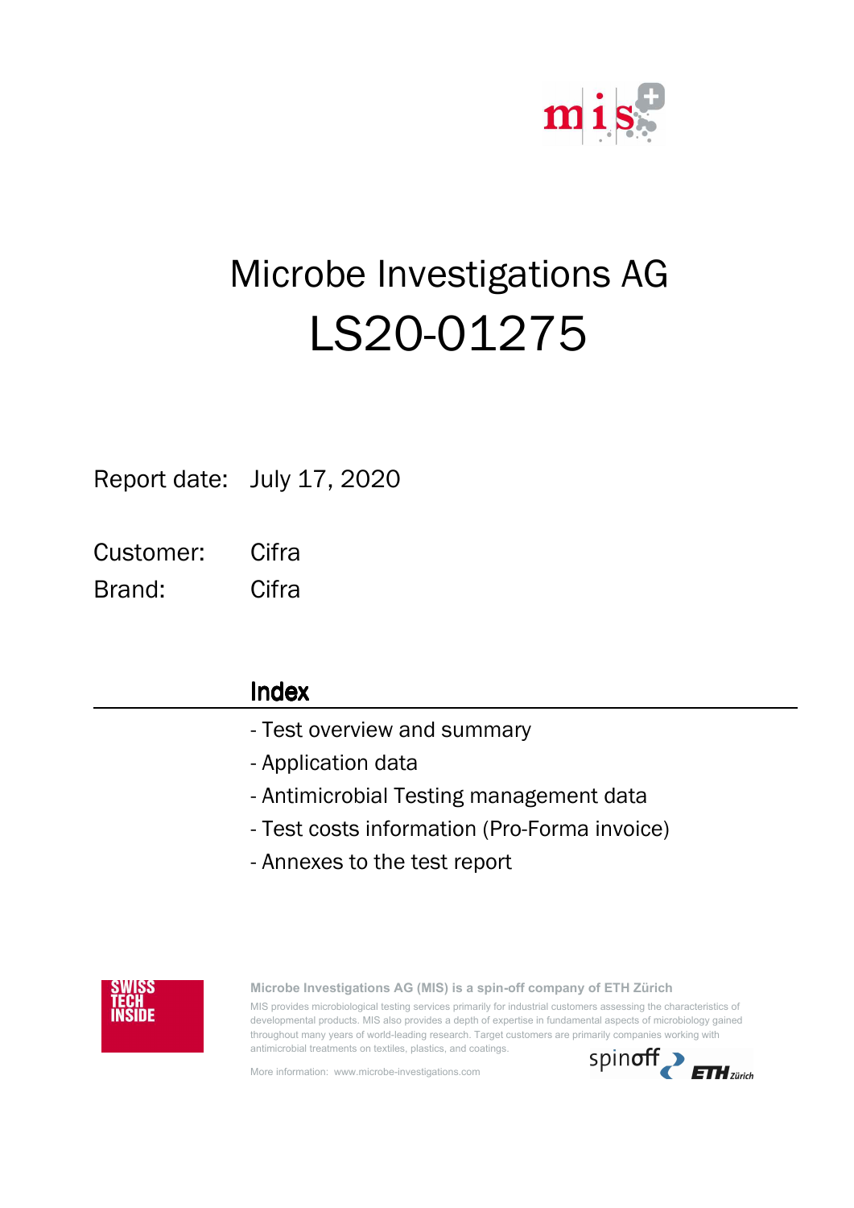# Microbe Investigations AG

# LS20-01275

Report date: July 17, 2020

Customer: Cifra

Brand: Cifra

## Index

- Test overview and summary
- Application data
- Antimicrobial Testing management data
- Test costs information (Pro-Forma invoice)
- Annexes to the test report

SWISS TECH INSIDE

**Microbe Investigations AG (MIS) is a spin-off company of ETH Zürich**

MIS provides microbiological testing services primarily for industrial customers assessing the characteristics of developmental products. MIS also provides a depth of expertise in fundamental aspects of microbiology gained throughout many years of world-leading research. Target customers are primarily companies working with antimicrobial treatments on textiles, plastics, and coatings.

More information: www.microbe-investigations.com

spinoff ETH Zürich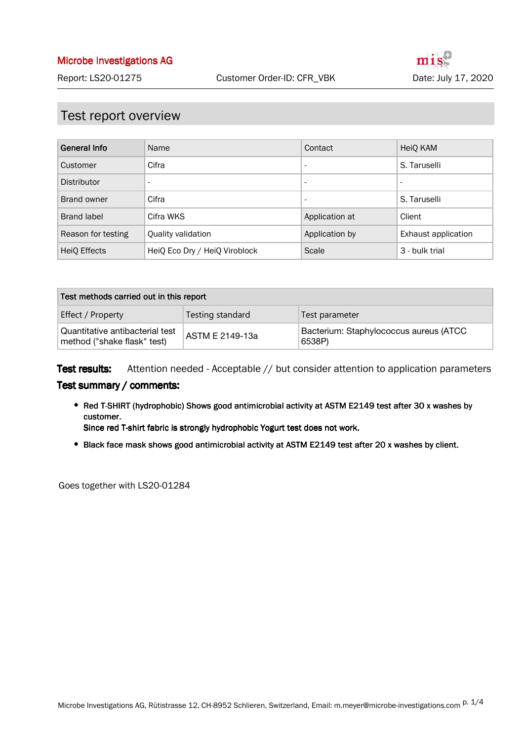## Test report overview

| General Info | Name | Contact | HeiQ KAM |
|---|---|---|---|
| Customer | Cifra | - | S. Taruselli |
| Distributor | - | - | - |
| Brand owner | Cifra | - | S. Taruselli |
| Brand label | Cifra WKS | Application at | Client |
| Reason for testing | Quality validation | Application by | Exhaust application |
| HeiQ Effects | HeiQ Eco Dry / HeiQ Viroblock | Scale | 3 - bulk trial |

| Test methods carried out in this report | | |
|---|---|---|
| Effect / Property | Testing standard | Test parameter |
| Quantitative antibacterial test method ("shake flask" test) | ASTM E 2149-13a | Bacterium: Staphylococcus aureus (ATCC 6538P) |

**Test results:** Attention needed - Acceptable // but consider attention to application parameters

**Test summary / comments:**

- Red T-SHIRT (hydrophobic) Shows good antimicrobial activity at ASTM E2149 test after 30 x washes by customer.
  Since red T-shirt fabric is strongly hydrophobic Yogurt test does not work.
- Black face mask shows good antimicrobial activity at ASTM E2149 test after 20 x washes by client.

Goes together with LS20-01284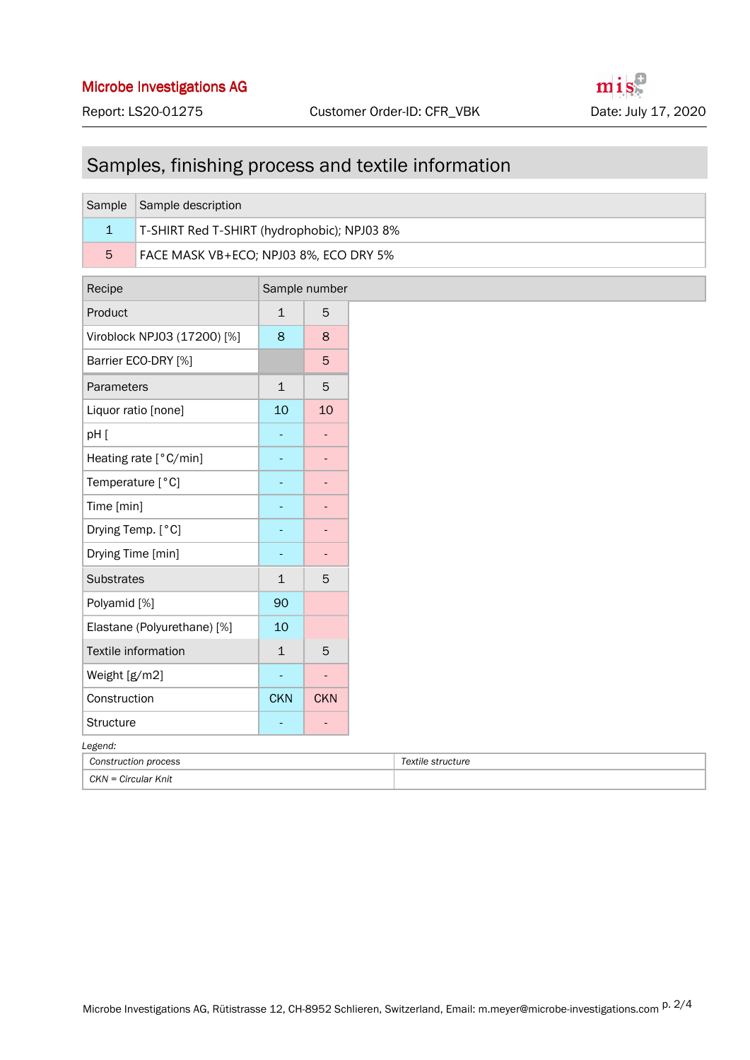## Samples, finishing process and textile information

| Sample | Sample description |
| --- | --- |
| 1 | T-SHIRT Red T-SHIRT (hydrophobic); NPJ03 8% |
| 5 | FACE MASK VB+ECO; NPJ03 8%, ECO DRY 5% |

| Recipe | Sample number | |
| --- | --- | --- |
| Product | 1 | 5 |
| Viroblock NPJ03 (17200) [%] | 8 | 8 |
| Barrier ECO-DRY [%] | | 5 |
| Parameters | 1 | 5 |
| Liquor ratio [none] | 10 | 10 |
| pH [ | - | - |
| Heating rate [°C/min] | - | - |
| Temperature [°C] | - | - |
| Time [min] | - | - |
| Drying Temp. [°C] | - | - |
| Drying Time [min] | - | - |
| Substrates | 1 | 5 |
| Polyamid [%] | 90 | |
| Elastane (Polyurethane) [%] | 10 | |
| Textile information | 1 | 5 |
| Weight [g/m2] | - | - |
| Construction | CKN | CKN |
| Structure | - | - |

*Legend:*

| *Construction process* | *Textile structure* |
| --- | --- |
| *CKN = Circular Knit* | |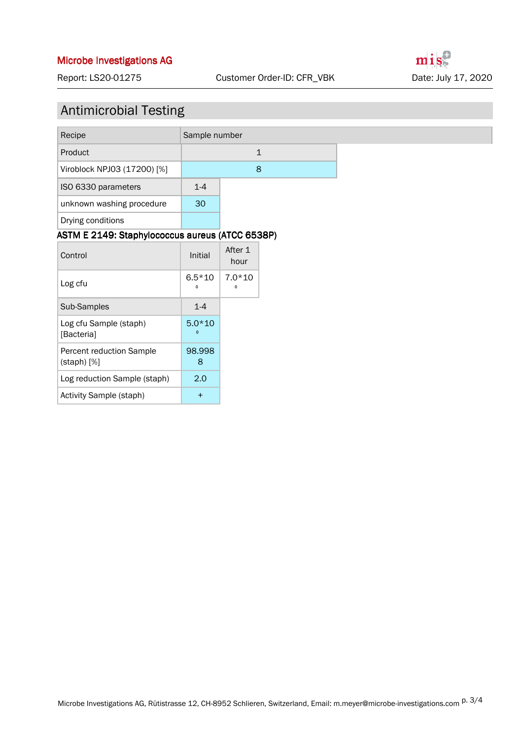# Antimicrobial Testing

| Recipe | Sample number |
|---|---|
| Product | 1 |
| Viroblock NPJ03 (17200) [%] | 8 |

| ISO 6330 parameters | 1-4 |
|---|---|
| unknown washing procedure | 30 |
| Drying conditions | |

**ASTM E 2149: Staphylococcus aureus (ATCC 6538P)**

| Control | Initial | After 1 hour |
|---|---|---|
| Log cfu | $6.5*10^{0}$ | $7.0*10^{0}$ |

| Sub-Samples | 1-4 |
|---|---|
| Log cfu Sample (staph) [Bacteria] | $5.0*10^{0}$ |
| Percent reduction Sample (staph) [%] | 98.9988 |
| Log reduction Sample (staph) | 2.0 |
| Activity Sample (staph) | + |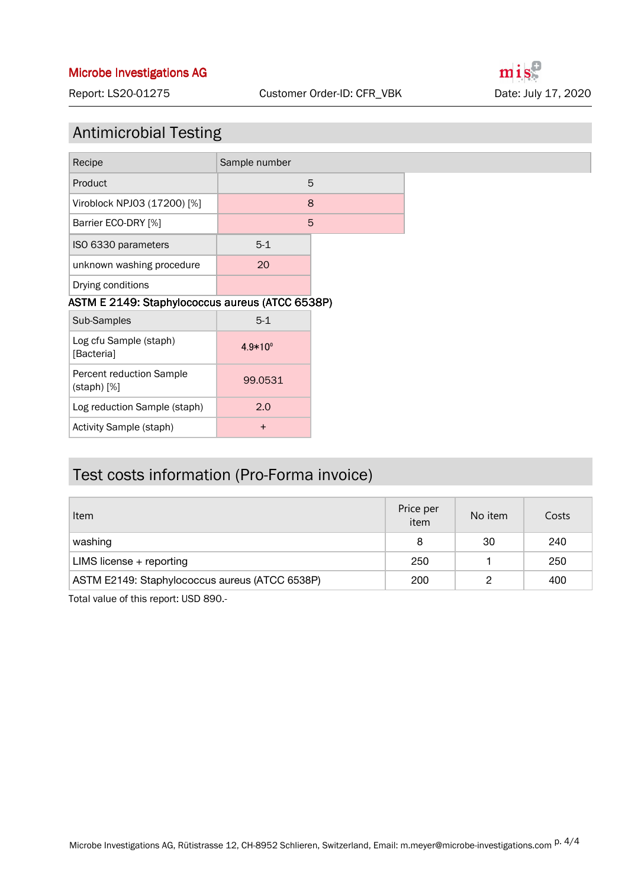## Antimicrobial Testing

| Recipe | Sample number |
|---|---|
| Product | 5 |
| Viroblock NPJ03 (17200) [%] | 8 |
| Barrier ECO-DRY [%] | 5 |

| ISO 6330 parameters | 5-1 |
|---|---|
| unknown washing procedure | 20 |
| Drying conditions | |

**ASTM E 2149: Staphylococcus aureus (ATCC 6538P)**

| Sub-Samples | 5-1 |
|---|---|
| Log cfu Sample (staph) [Bacteria] | $4.9*10^0$ |
| Percent reduction Sample (staph) [%] | 99.0531 |
| Log reduction Sample (staph) | 2.0 |
| Activity Sample (staph) | + |

## Test costs information (Pro-Forma invoice)

| Item | Price per item | No item | Costs |
|---|---|---|---|
| washing | 8 | 30 | 240 |
| LIMS license + reporting | 250 | 1 | 250 |
| ASTM E2149: Staphylococcus aureus (ATCC 6538P) | 200 | 2 | 400 |

Total value of this report: USD 890.-